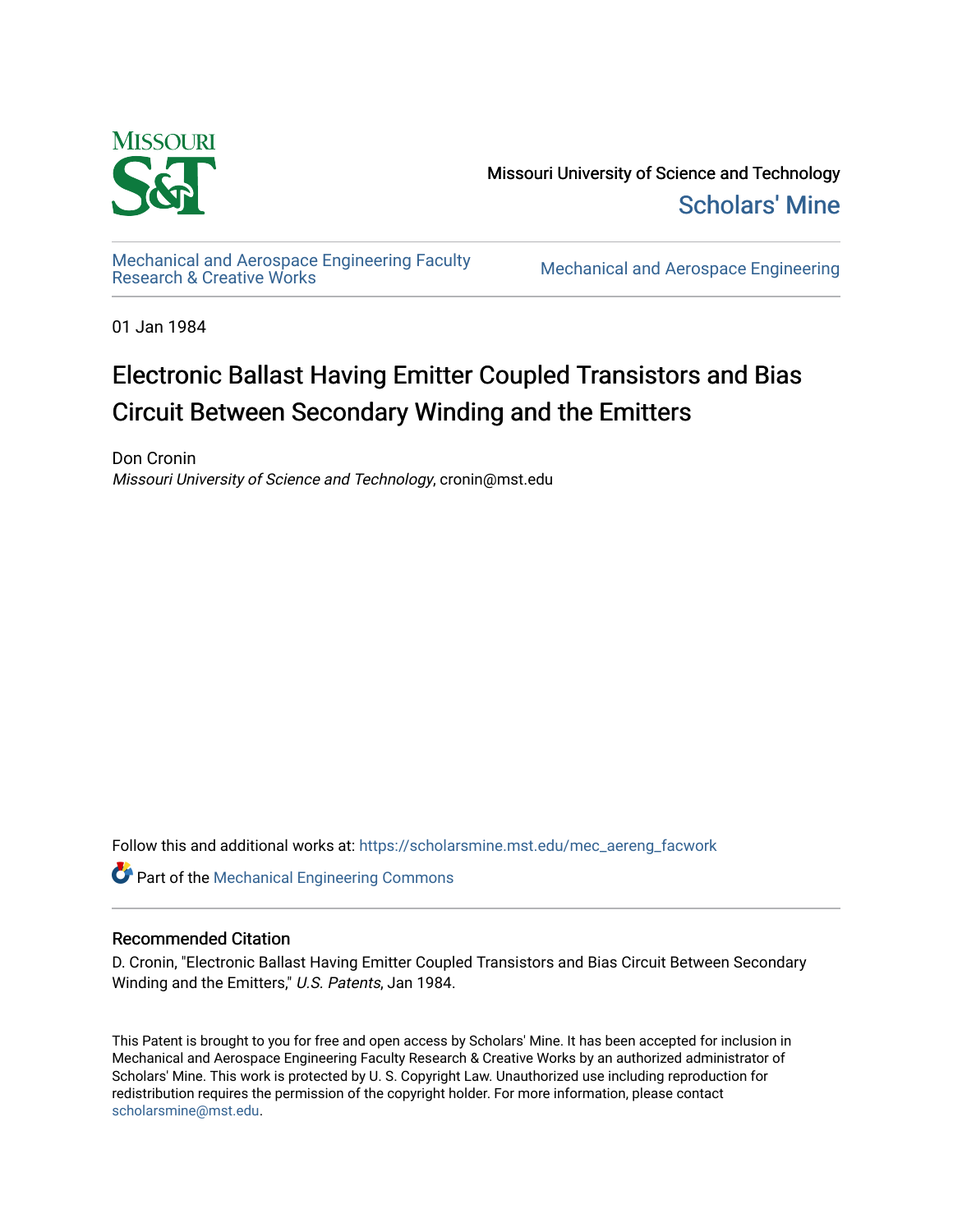Missouri University of Science and Technology

Scholars' Mine

Mechanical and Aerospace Engineering Faculty Research & Creative Works

Mechanical and Aerospace Engineering

01 Jan 1984

# Electronic Ballast Having Emitter Coupled Transistors and Bias Circuit Between Secondary Winding and the Emitters

Don Cronin

*Missouri University of Science and Technology*, cronin@mst.edu

Follow this and additional works at: https://scholarsmine.mst.edu/mec_aereng_facwork

Part of the Mechanical Engineering Commons

## Recommended Citation

D. Cronin, "Electronic Ballast Having Emitter Coupled Transistors and Bias Circuit Between Secondary Winding and the Emitters," *U.S. Patents*, Jan 1984.

This Patent is brought to you for free and open access by Scholars' Mine. It has been accepted for inclusion in Mechanical and Aerospace Engineering Faculty Research & Creative Works by an authorized administrator of Scholars' Mine. This work is protected by U. S. Copyright Law. Unauthorized use including reproduction for redistribution requires the permission of the copyright holder. For more information, please contact scholarsmine@mst.edu.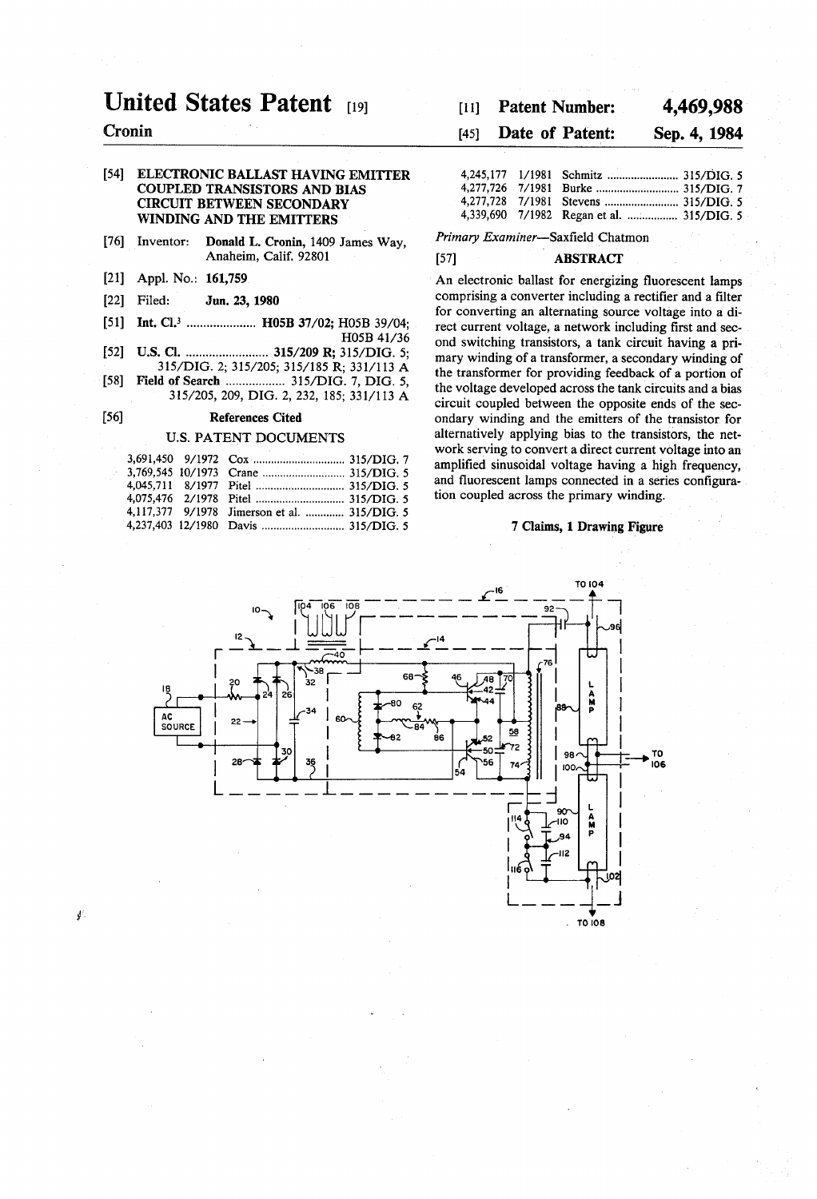# United States Patent [19]

**Cronin**

[11] **Patent Number: 4,469,988**

[45] **Date of Patent: Sep. 4, 1984**

[54] **ELECTRONIC BALLAST HAVING EMITTER COUPLED TRANSISTORS AND BIAS CIRCUIT BETWEEN SECONDARY WINDING AND THE EMITTERS**

[76] Inventor: **Donald L. Cronin**, 1409 James Way, Anaheim, Calif. 92801

[21] Appl. No.: 161,759

[22] Filed: **Jun. 23, 1980**

[51] **Int. Cl.³** .................... **H05B 37/02;** H05B 39/04; H05B 41/36

[52] **U.S. Cl.** .......................... **315/209 R;** 315/DIG. 5; 315/DIG. 2; 315/205; 315/185 R; 331/113 A

[58] **Field of Search** .................. 315/DIG. 7, DIG. 5, 315/205, 209, DIG. 2, 232, 185; 331/113 A

[56] **References Cited**

U.S. PATENT DOCUMENTS

| | | | |
|---|---|---|---|
| 3,691,450 | 9/1972 | Cox | 315/DIG. 7 |
| 3,769,545 | 10/1973 | Crane | 315/DIG. 5 |
| 4,045,711 | 8/1977 | Pitel | 315/DIG. 5 |
| 4,075,476 | 2/1978 | Pitel | 315/DIG. 5 |
| 4,117,377 | 9/1978 | Jimerson et al. | 315/DIG. 5 |
| 4,237,403 | 12/1980 | Davis | 315/DIG. 5 |
| 4,245,177 | 1/1981 | Schmitz | 315/DIG. 5 |
| 4,277,726 | 7/1981 | Burke | 315/DIG. 7 |
| 4,277,728 | 7/1981 | Stevens | 315/DIG. 5 |
| 4,339,690 | 7/1982 | Regan et al. | 315/DIG. 5 |

*Primary Examiner*—Saxfield Chatmon

[57] **ABSTRACT**

An electronic ballast for energizing fluorescent lamps comprising a converter including a rectifier and a filter for converting an alternating source voltage into a direct current voltage, a network including first and second switching transistors, a tank circuit having a primary winding of a transformer, a secondary winding of the transformer for providing feedback of a portion of the voltage developed across the tank circuits and a bias circuit coupled between the opposite ends of the secondary winding and the emitters of the transistor for alternatively applying bias to the transistors, the network serving to convert a direct current voltage into an amplified sinusoidal voltage having a high frequency, and fluorescent lamps connected in a series configuration coupled across the primary winding.

**7 Claims, 1 Drawing Figure**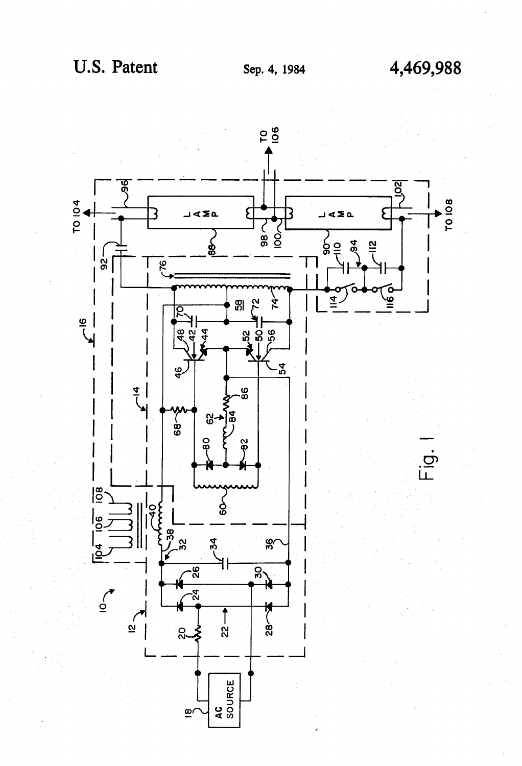Fig. 1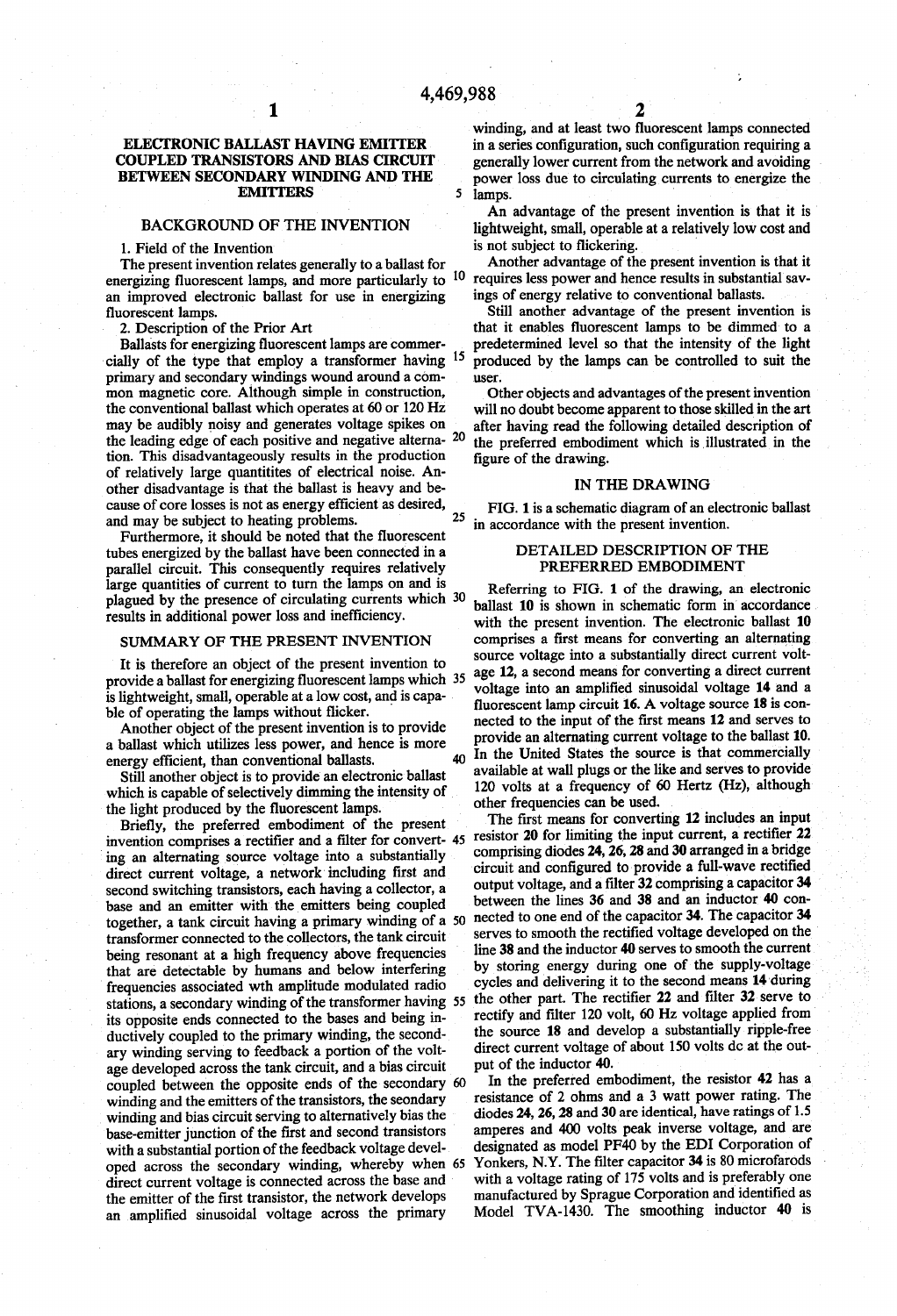# ELECTRONIC BALLAST HAVING EMITTER COUPLED TRANSISTORS AND BIAS CIRCUIT BETWEEN SECONDARY WINDING AND THE EMITTERS

## BACKGROUND OF THE INVENTION

### 1. Field of the Invention

The present invention relates generally to a ballast for energizing fluorescent lamps, and more particularly to an improved electronic ballast for use in energizing fluorescent lamps.

### 2. Description of the Prior Art

Ballasts for energizing fluorescent lamps are commercially of the type that employ a transformer having primary and secondary windings wound around a common magnetic core. Although simple in construction, the conventional ballast which operates at 60 or 120 Hz may be audibly noisy and generates voltage spikes on the leading edge of each positive and negative alternation. This disadvantageously results in the production of relatively large quantitites of electrical noise. Another disadvantage is that the ballast is heavy and because of core losses is not as energy efficient as desired, and may be subject to heating problems.

Furthermore, it should be noted that the fluorescent tubes energized by the ballast have been connected in a parallel circuit. This consequently requires relatively large quantities of current to turn the lamps on and is plagued by the presence of circulating currents which results in additional power loss and inefficiency.

## SUMMARY OF THE PRESENT INVENTION

It is therefore an object of the present invention to provide a ballast for energizing fluorescent lamps which is lightweight, small, operable at a low cost, and is capable of operating the lamps without flicker.

Another object of the present invention is to provide a ballast which utilizes less power, and hence is more energy efficient, than conventional ballasts.

Still another object is to provide an electronic ballast which is capable of selectively dimming the intensity of the light produced by the fluorescent lamps.

Briefly, the preferred embodiment of the present invention comprises a rectifier and a filter for converting a alternating source voltage into a substantially direct current voltage, a network including first and second switching transistors, each having a collector, a base and an emitter with the emitters being coupled together, a tank circuit having a primary winding of a transformer connected to the collectors, the tank circuit being resonant at a high frequency above frequencies that are detectable by humans and below interfering frequencies associated wth amplitude modulated radio stations, a secondary winding of the transformer having its opposite ends connected to the bases and being inductively coupled to the primary winding, the secondary winding serving to feedback a portion of the voltage developed across the tank circuit, and a bias circuit coupled between the opposite ends of the secondary winding and the emitters of the transistors, the seondary winding and bias circuit serving to alternatively bias the base-emitter junction of the first and second transistors with a substantial portion of the feedback voltage developed across the secondary winding, whereby when direct current voltage is connected across the base and the emitter of the first transistor, the network develops an amplified sinusoidal voltage across the primary winding, and at least two fluorescent lamps connected in a series configuration, such configuration requiring a generally lower current from the network and avoiding power loss due to circulating currents to energize the lamps.

An advantage of the present invention is that it is lightweight, small, operable at a relatively low cost and is not subject to flickering.

Another advantage of the present invention is that it requires less power and hence results in substantial savings of energy relative to conventional ballasts.

Still another advantage of the present invention is that it enables fluorescent lamps to be dimmed to a predetermined level so that the intensity of the light produced by the lamps can be controlled to suit the user.

Other objects and advantages of the present invention will no doubt become apparent to those skilled in the art after having read the following detailed description of the preferred embodiment which is illustrated in the figure of the drawing.

## IN THE DRAWING

FIG. 1 is a schematic diagram of an electronic ballast in accordance with the present invention.

## DETAILED DESCRIPTION OF THE PREFERRED EMBODIMENT

Referring to FIG. 1 of the drawing, an electronic ballast **10** is shown in schematic form in accordance with the present invention. The electronic ballast **10** comprises a first means for converting an alternating source voltage into a substantially direct current voltage **12**, a second means for converting a direct current voltage into an amplified sinusoidal voltage **14** and a fluorescent lamp circuit **16**. A voltage source **18** is connected to the input of the first means **12** and serves to provide an alternating current voltage to the ballast **10**. In the United States the source is that commercially available at wall plugs or the like and serves to provide 120 volts at a frequency of 60 Hertz (Hz), although other frequencies can be used.

The first means for converting **12** includes an input resistor **20** for limiting the input current, a rectifier **22** comprising diodes **24, 26, 28** and **30** arranged in a bridge circuit and configured to provide a full-wave rectified output voltage, and a filter **32** comprising a capacitor **34** between the lines **36** and **38** and an inductor **40** connected to one end of the capacitor **34**. The capacitor **34** serves to smooth the rectified voltage developed on the line **38** and the inductor **40** serves to smooth the current by storing energy during one of the supply-voltage cycles and delivering it to the second means **14** during the other part. The rectifier **22** and filter **32** serve to rectify and filter 120 volt, 60 Hz voltage applied from the source **18** and develop a substantially ripple-free direct current voltage of about 150 volts dc at the output of the inductor **40**.

In the preferred embodiment, the resistor **42** has a resistance of 2 ohms and a 3 watt power rating. The diodes **24, 26, 28** and **30** are identical, have ratings of 1.5 amperes and 400 volts peak inverse voltage, and are designated as model PF40 by the EDI Corporation of Yonkers, N.Y. The filter capacitor **34** is 80 microfarods with a voltage rating of 175 volts and is preferably one manufactured by Sprague Corporation and identified as Model TVA-1430. The smoothing inductor **40** is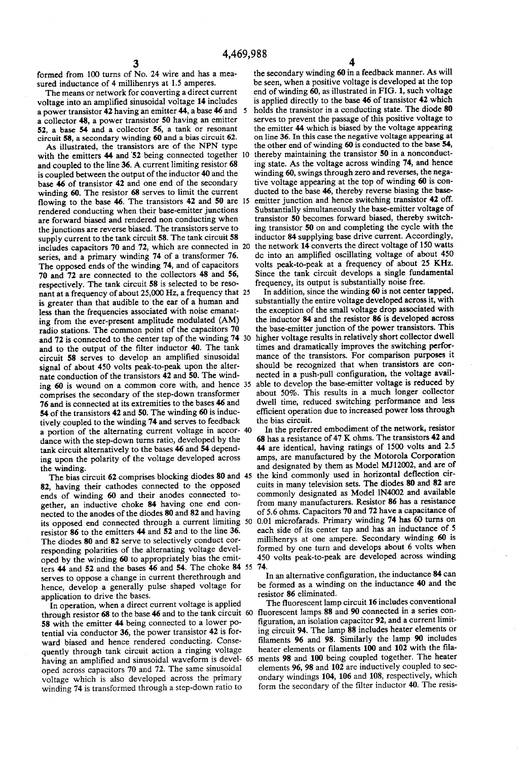formed from 100 turns of No. 24 wire and has a measured inductance of 4 millihenrys at 1.5 amperes.

The means or network for converting a direct current voltage into an amplified sinusoidal voltage 14 includes a power transistor 42 having an emitter 44, a base 46 and a collector 48, a power transistor 50 having an emitter 52, a base 54 and a collector 56, a tank or resonant circuit 58, a secondary winding 60 and a bias circuit 62.

As illustrated, the transistors are of the NPN type with the emitters 44 and 52 being connected together and coupled to the line 36. A current limiting resistor 68 is coupled between the output of the inductor 40 and the base 46 of transistor 42 and one end of the secondary winding 60. The resistor 68 serves to limit the current flowing to the base 46. The transistors 42 and 50 are rendered conducting when their base-emitter junctions are forward biased and rendered non conducting when the junctions are reverse biased. The transistors serve to supply current to the tank circuit 58. The tank circuit 58 includes capacitors 70 and 72, which are connected in series, and a primary winding 74 of a transformer 76. The opposed ends of the winding 74, and of capacitors 70 and 72 are connected to the collectors 48 and 56, respectively. The tank circuit 58 is selected to be resonant at a frequency of about 25,000 Hz, a frequency that is greater than that audible to the ear of a human and less than the frequencies associated with noise emanating from the ever-present amplitude modulated (AM) radio stations. The common point of the capacitors 70 and 72 is connected to the center tap of the winding 74 and to the output of the filter inductor 40. The tank circuit 58 serves to develop an amplified sinusoidal signal of about 450 volts peak-to-peak upon the alternate conduction of the transistors 42 and 50. The winding 60 is wound on a common core with, and hence comprises the secondary of the step-down transformer 76 and is connected at its extremities to the bases 46 and 54 of the transistors 42 and 50. The winding 60 is inductively coupled to the winding 74 and serves to feedback a portion of the alternating current voltage in accordance with the step-down turns ratio, developed by the tank circuit alternatively to the bases 46 and 54 depending upon the polarity of the voltage developed across the winding.

The bias circuit 62 comprises blocking diodes 80 and 82, having their cathodes connected to the opposed ends of winding 60 and their anodes connected together, an inductive choke 84 having one end connected to the anodes of the diodes 80 and 82 and having its opposed end connected through a current limiting resistor 86 to the emitters 44 and 52 and to the line 36. The diodes 80 and 82 serve to selectively conduct corresponding polarities of the alternating voltage developed by the winding 60 to appropriately bias the emitters 44 and 52 and the bases 46 and 54. The choke 84 serves to oppose a change in current therethrough and hence, develop a generally pulse shaped voltage for application to drive the bases.

In operation, when a direct current voltage is applied through resistor 68 to the base 46 and to the tank circuit 58 with the emitter 44 being connected to a lower potential via conductor 36, the power transistor 42 is forward biased and hence rendered conducting. Consequently through tank circuit action a ringing voltage having an amplified and sinusoidal waveform is developed across capacitors 70 and 72. The same sinusoidal voltage which is also developed across the primary winding 74 is transformed through a step-down ratio to the secondary winding 60 in a feedback manner. As will be seen, when a positive voltage is developed at the top end of winding 60, as illustrated in FIG. 1, such voltage is applied directly to the base 46 of transistor 42 which holds the transistor in a conducting state. The diode 80 serves to prevent the passage of this positive voltage to the emitter 44 which is biased by the voltage appearing on line 36. In this case the negative voltage appearing at the other end of winding 60 is conducted to the base 54, thereby maintaining the transistor 50 in a nonconducting state. As the voltage across winding 74, and hence winding 60, swings through zero and reverses, the negative voltage appearing at the top of winding 60 is conducted to the base 46, thereby reverse biasing the base-emitter junction and hence switching transistor 42 off. Substantially simultaneously the base-emitter voltage of transistor 50 becomes forward biased, thereby switching transistor 50 on and completing the cycle with the inductor 84 supplying base drive current. Accordingly, the network 14 converts the direct voltage of 150 watts dc into an amplified oscillating voltage of about 450 volts peak-to-peak at a frequency of about 25 KHz. Since the tank circuit develops a single fundamental frequency, its output is substantially noise free.

In addition, since the winding 60 is not center tapped, substantially the entire voltage developed across it, with the exception of the small voltage drop associated with the inductor 84 and the resistor 86 is developed across the base-emitter junction of the power transistors. This higher voltage results in relatively short collector dwell times and dramatically improves the switching performance of the transistors. For comparison purposes it should be recognized that when transistors are connected in a push-pull configuration, the voltage available to develop the base-emitter voltage is reduced by about 50%. This results in a much longer collector dwell time, reduced switching performance and less efficient operation due to increased power loss through the bias circuit.

In the preferred embodiment of the network, resistor 68 has a resistance of 47 K ohms. The transistors 42 and 44 are identical, having ratings of 1500 volts and 2.5 amps, are manufactured by the Motorola Corporation and designated by them as Model MJ12002, and are of the kind commonly used in horizontal deflection circuits in many television sets. The diodes 80 and 82 are commonly designated as Model 1N4002 and available from many manufacturers. Resistor 86 has a resistance of 5.6 ohms. Capacitors 70 and 72 have a capacitance of 0.01 microfarads. Primary winding 74 has 60 turns on each side of its center tap and has an inductance of 5 millihenrys at one ampere. Secondary winding 60 is formed by one turn and develops about 6 volts when 450 volts peak-to-peak are developed across winding 74.

In an alternative configuration, the inductance 84 can be formed as a winding on the inductance 40 and the resistor 86 eliminated.

The fluorescent lamp circuit 16 includes conventional fluorescent lamps 88 and 90 connected in a series configuration, an isolation capacitor 92, and a current limiting circuit 94. The lamp 88 includes heater elements or filaments 96 and 98. Similarly the lamp 90 includes heater elements or filaments 100 and 102 with the filaments 98 and 100 being coupled together. The heater elements 96, 98 and 102 are inductively coupled to secondary windings 104, 106 and 108, respectively, which form the secondary of the filter inductor 40. The resis-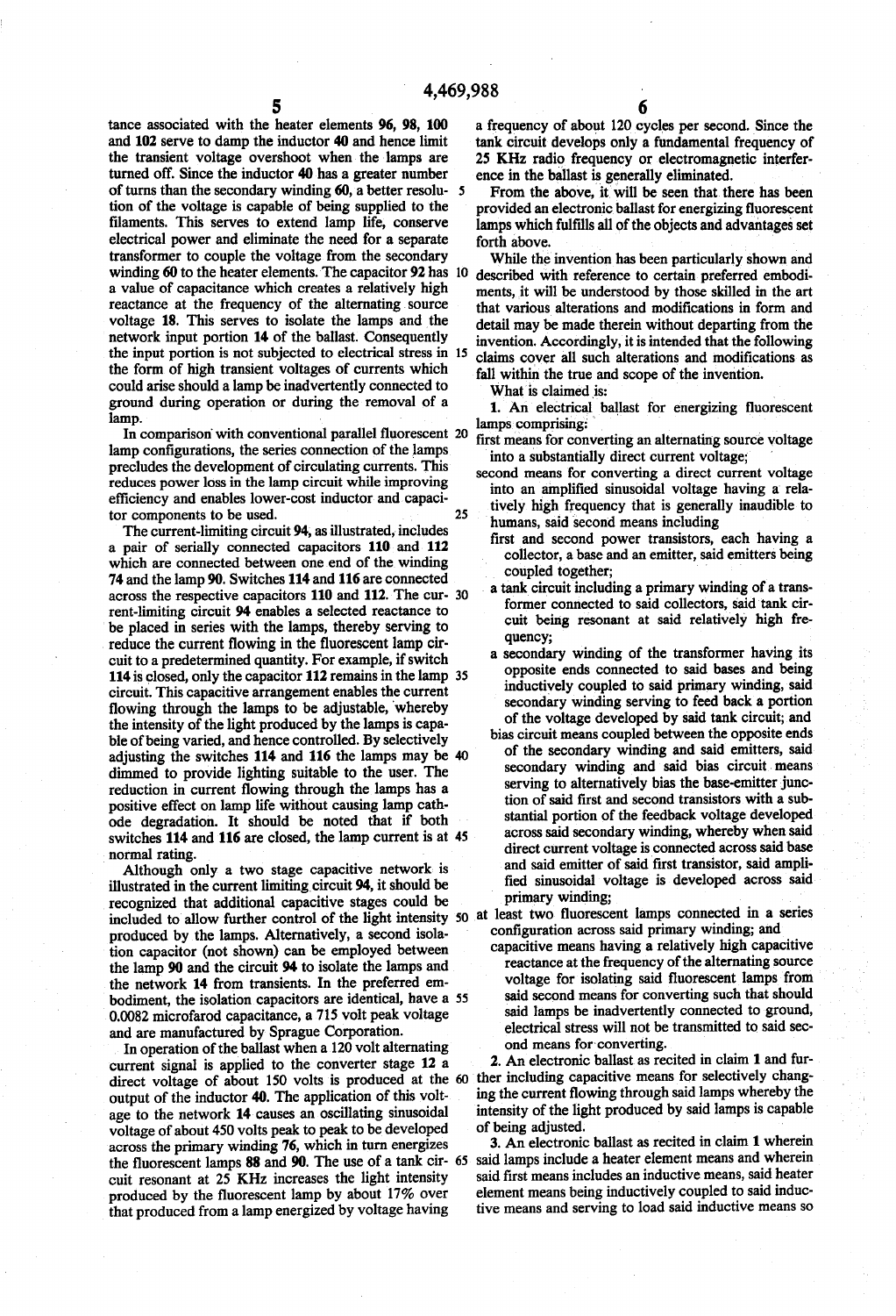tance associated with the heater elements **96**, **98**, **100** and **102** serve to damp the inductor **40** and hence limit the transient voltage overshoot when the lamps are turned off. Since the inductor **40** has a greater number of turns than the secondary winding **60**, a better resolution of the voltage is capable of being supplied to the filaments. This serves to extend lamp life, conserve electrical power and eliminate the need for a separate transformer to couple the voltage from the secondary winding **60** to the heater elements. The capacitor **92** has a value of capacitance which creates a relatively high reactance at the frequency of the alternating source voltage **18**. This serves to isolate the lamps and the network input portion **14** of the ballast. Consequently the input portion is not subjected to electrical stress in the form of high transient voltages of currents which could arise should a lamp be inadvertently connected to ground during operation or during the removal of a lamp.

In comparison with conventional parallel fluorescent lamp configurations, the series connection of the lamps precludes the development of circulating currents. This reduces power loss in the lamp circuit while improving efficiency and enables lower-cost inductor and capacitor components to be used.

The current-limiting circuit **94**, as illustrated, includes a pair of serially connected capacitors **110** and **112** which are connected between one end of the winding **74** and the lamp **90**. Switches **114** and **116** are connected across the respective capacitors **110** and **112**. The current-limiting circuit **94** enables a selected reactance to be placed in series with the lamps, thereby serving to reduce the current flowing in the fluorescent lamp circuit to a predetermined quantity. For example, if switch **114** is closed, only the capacitor **112** remains in the lamp circuit. This capacitive arrangement enables the current flowing through the lamps to be adjustable, whereby the intensity of the light produced by the lamps is capable of being varied, and hence controlled. By selectively adjusting the switches **114** and **116** the lamps may be dimmed to provide lighting suitable to the user. The reduction in current flowing through the lamps has a positive effect on lamp life without causing lamp cathode degradation. It should be noted that if both switches **114** and **116** are closed, the lamp current is at normal rating.

Although only a two stage capacitive network is illustrated in the current limiting circuit **94**, it should be recognized that additional capacitive stages could be included to allow further control of the light intensity produced by the lamps. Alternatively, a second isolation capacitor (not shown) can be employed between the lamp **90** and the circuit **94** to isolate the lamps and the network **14** from transients. In the preferred embodiment, the isolation capacitors are identical, have a 0.0082 microfarod capacitance, a 715 volt peak voltage and are manufactured by Sprague Corporation.

In operation of the ballast when a 120 volt alternating current signal is applied to the converter stage **12** a direct voltage of about 150 volts is produced at the output of the inductor **40**. The application of this voltage to the network **14** causes an oscillating sinusoidal voltage of about 450 volts peak to peak to be developed across the primary winding **76**, which in turn energizes the fluorescent lamps **88** and **90**. The use of a tank circuit resonant at 25 KHz increases the light intensity produced by the fluorescent lamp by about 17% over that produced from a lamp energized by voltage having a frequency of about 120 cycles per second. Since the tank circuit develops only a fundamental frequency of 25 KHz radio frequency or electromagnetic interference in the ballast is generally eliminated.

From the above, it will be seen that there has been provided an electronic ballast for energizing fluorescent lamps which fulfills all of the objects and advantages set forth above.

While the invention has been particularly shown and described with reference to certain preferred embodiments, it will be understood by those skilled in the art that various alterations and modifications in form and detail may be made therein without departing from the invention. Accordingly, it is intended that the following claims cover all such alterations and modifications as fall within the true and scope of the invention.

What is claimed is:

1. An electrical ballast for energizing fluorescent lamps comprising:
   - first means for converting an alternating source voltage into a substantially direct current voltage;
   - second means for converting a direct current voltage into an amplified sinusoidal voltage having a relatively high frequency that is generally inaudible to humans, said second means including
     - first and second power transistors, each having a collector, a base and an emitter, said emitters being coupled together;
     - a tank circuit including a primary winding of a transformer connected to said collectors, said tank circuit being resonant at said relatively high frequency;
     - a secondary winding of the transformer having its opposite ends connected to said bases and being inductively coupled to said primary winding, said secondary winding serving to feed back a portion of the voltage developed by said tank circuit; and
     - bias circuit means coupled between the opposite ends of the secondary winding and said emitters, said secondary winding and said bias circuit means serving to alternatively bias the base-emitter junction of said first and second transistors with a substantial portion of the feedback voltage developed across said secondary winding, whereby when said direct current voltage is connected across said base and said emitter of said first transistor, said amplified sinusoidal voltage is developed across said primary winding;
   - at least two fluorescent lamps connected in a series configuration across said primary winding; and
   - capacitive means having a relatively high capacitive reactance at the frequency of the alternating source voltage for isolating said fluorescent lamps from said second means for converting such that should said lamps be inadvertently connected to ground, electrical stress will not be transmitted to said second means for converting.

2. An electronic ballast as recited in claim 1 and further including capacitive means for selectively changing the current flowing through said lamps whereby the intensity of the light produced by said lamps is capable of being adjusted.

3. An electronic ballast as recited in claim 1 wherein said lamps include a heater element means and wherein said first means includes an inductive means, said heater element means being inductively coupled to said inductive means and serving to load said inductive means so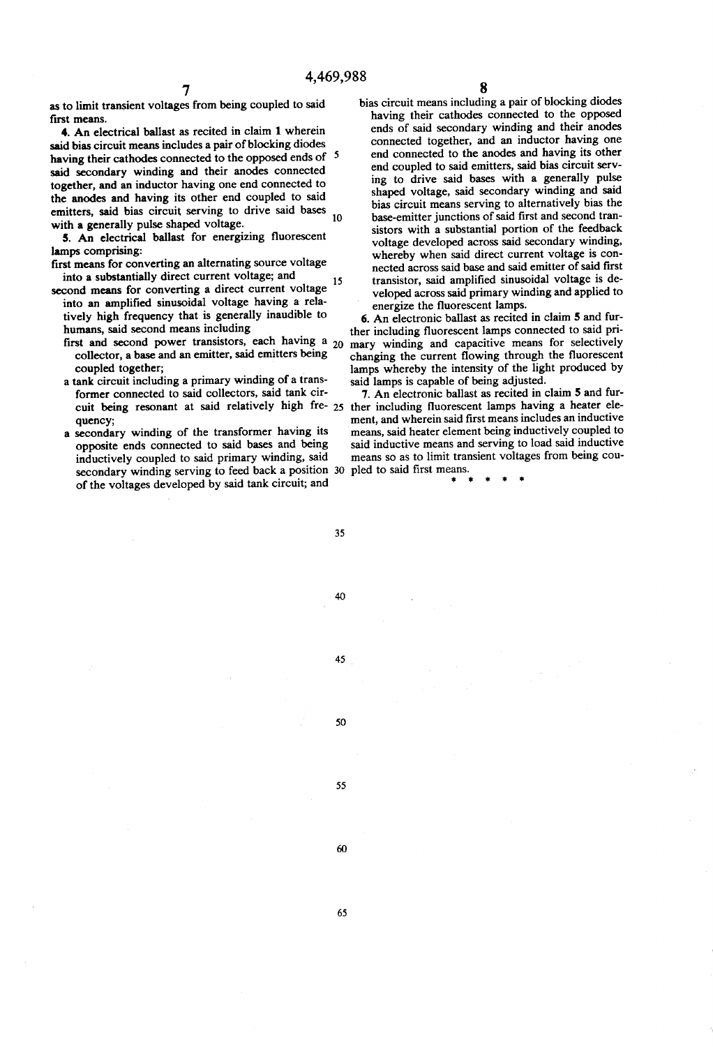as to limit transient voltages from being coupled to said first means.

**4.** An electrical ballast as recited in claim 1 wherein said bias circuit means includes a pair of blocking diodes having their cathodes connected to the opposed ends of said secondary winding and their anodes connected together, and an inductor having one end connected to the anodes and having its other end coupled to said emitters, said bias circuit serving to drive said bases with a generally pulse shaped voltage.

**5.** An electrical ballast for energizing fluorescent lamps comprising:

first means for converting an alternating source voltage into a substantially direct current voltage; and

second means for converting a direct current voltage into an amplified sinusoidal voltage having a relatively high frequency that is generally inaudible to humans, said second means including

- first and second power transistors, each having a collector, a base and an emitter, said emitters being coupled together;
- a tank circuit including a primary winding of a transformer connected to said collectors, said tank circuit being resonant at said relatively high frequency;
- a secondary winding of the transformer having its opposite ends connected to said bases and being inductively coupled to said primary winding, said secondary winding serving to feed back a position of the voltages developed by said tank circuit; and
- bias circuit means including a pair of blocking diodes having their cathodes connected to the opposed ends of said secondary winding and their anodes connected together, and an inductor having one end connected to the anodes and having its other end coupled to said emitters, said bias circuit serving to drive said bases with a generally pulse shaped voltage, said secondary winding and said bias circuit means serving to alternatively bias the base-emitter junctions of said first and second transistors with a substantial portion of the feedback voltage developed across said secondary winding, whereby when said direct current voltage is connected across said base and said emitter of said first transistor, said amplified sinusoidal voltage is developed across said primary winding and applied to energize the fluorescent lamps.

**6.** An electronic ballast as recited in claim 5 and further including fluorescent lamps connected to said primary winding and capacitive means for selectively changing the current flowing through the fluorescent lamps whereby the intensity of the light produced by said lamps is capable of being adjusted.

**7.** An electronic ballast as recited in claim 5 and further including fluorescent lamps having a heater element, and wherein said first means includes an inductive means, said heater element being inductively coupled to said inductive means and serving to load said inductive means so as to limit transient voltages from being coupled to said first means.

* * * * *